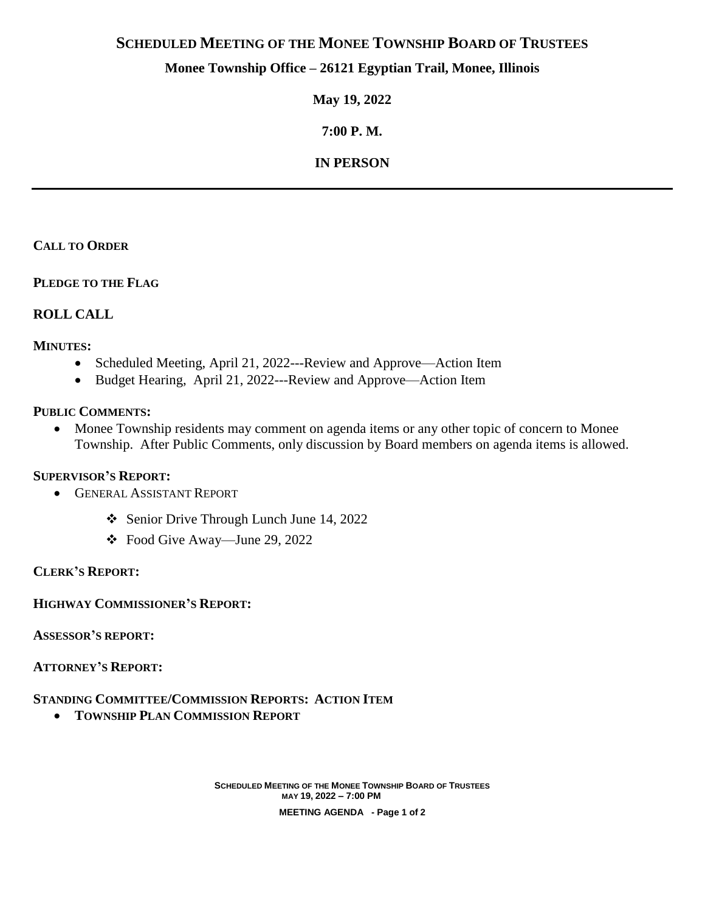# SCHEDULED MEETING OF THE MONEE TOWNSHIP BOARD OF TRUSTEES

**Monee Township Office – 26121 Egyptian Trail, Monee, Illinois**

**May 19, 2022**

**7:00 P. M.**

**IN PERSON**

---

**CALL TO ORDER**

**PLEDGE TO THE FLAG**

**ROLL CALL**

**MINUTES:**

- Scheduled Meeting, April 21, 2022---Review and Approve—Action Item
- Budget Hearing, April 21, 2022---Review and Approve—Action Item

**PUBLIC COMMENTS:**

- Monee Township residents may comment on agenda items or any other topic of concern to Monee Township. After Public Comments, only discussion by Board members on agenda items is allowed.

**SUPERVISOR'S REPORT:**

- GENERAL ASSISTANT REPORT
  - Senior Drive Through Lunch June 14, 2022
  - Food Give Away—June 29, 2022

**CLERK'S REPORT:**

**HIGHWAY COMMISSIONER'S REPORT:**

**ASSESSOR'S REPORT:**

**ATTORNEY'S REPORT:**

**STANDING COMMITTEE/COMMISSION REPORTS: ACTION ITEM**

- **TOWNSHIP PLAN COMMISSION REPORT**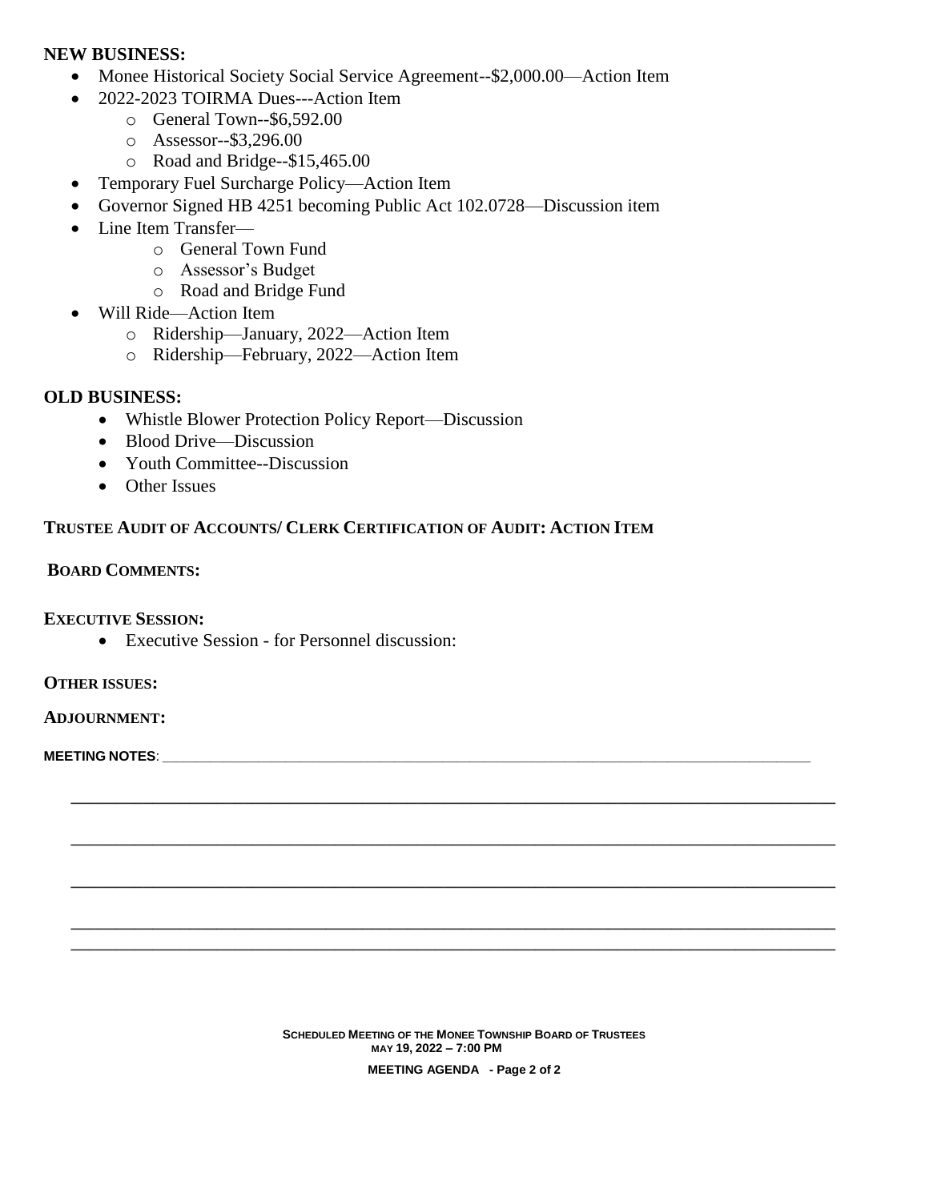**NEW BUSINESS:**

- Monee Historical Society Social Service Agreement--$2,000.00—Action Item
- 2022-2023 TOIRMA Dues---Action Item
    - General Town--$6,592.00
    - Assessor--$3,296.00
    - Road and Bridge--$15,465.00
- Temporary Fuel Surcharge Policy—Action Item
- Governor Signed HB 4251 becoming Public Act 102.0728—Discussion item
- Line Item Transfer—
    - General Town Fund
    - Assessor's Budget
    - Road and Bridge Fund
- Will Ride—Action Item
    - Ridership—January, 2022—Action Item
    - Ridership—February, 2022—Action Item

**OLD BUSINESS:**

- Whistle Blower Protection Policy Report—Discussion
- Blood Drive—Discussion
- Youth Committee--Discussion
- Other Issues

**TRUSTEE AUDIT OF ACCOUNTS/ CLERK CERTIFICATION OF AUDIT: ACTION ITEM**

**BOARD COMMENTS:**

**EXECUTIVE SESSION:**

- Executive Session - for Personnel discussion:

**OTHER ISSUES:**

**ADJOURNMENT:**

**MEETING NOTES**: ______________________________________________________________________________

______________________________________________________________________________

______________________________________________________________________________

______________________________________________________________________________

______________________________________________________________________________

______________________________________________________________________________